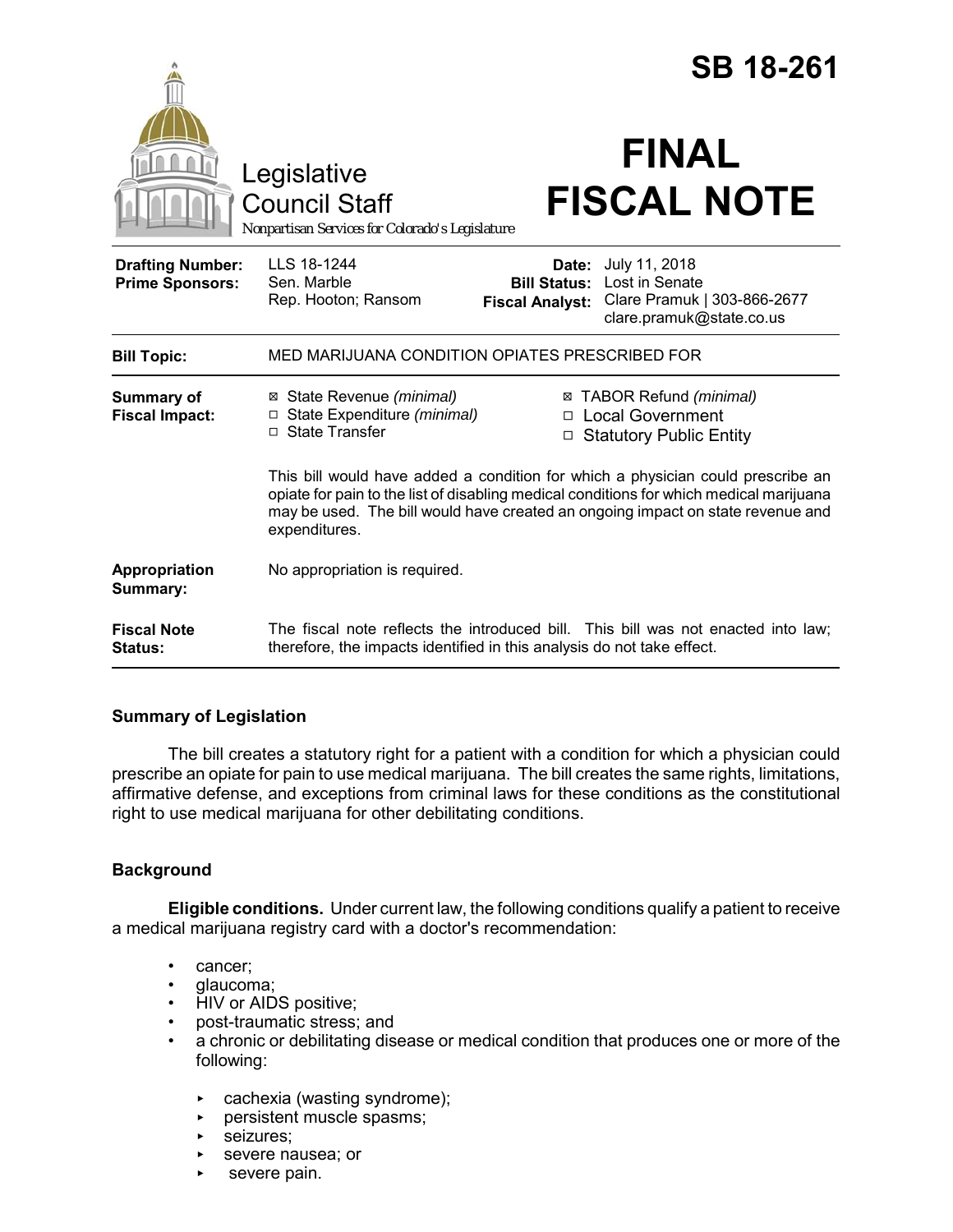# SB 18-261

Legislative Council Staff
Nonpartisan Services for Colorado's Legislature

# FINAL FISCAL NOTE

| | | | |
|---|---|---|---|
| **Drafting Number:** | LLS 18-1244 | **Date:** | July 11, 2018 |
| **Prime Sponsors:** | Sen. Marble<br>Rep. Hooton; Ransom | **Bill Status:** | Lost in Senate |
| | | **Fiscal Analyst:** | Clare Pramuk \| 303-866-2677<br>clare.pramuk@state.co.us |

| | |
|---|---|
| **Bill Topic:** | MED MARIJUANA CONDITION OPIATES PRESCRIBED FOR |
| **Summary of Fiscal Impact:** | ☒ State Revenue *(minimal)*<br>☐ State Expenditure *(minimal)*<br>☐ State Transfer<br>☒ TABOR Refund *(minimal)*<br>☐ Local Government<br>☐ Statutory Public Entity<br><br>This bill would have added a condition for which a physician could prescribe an opiate for pain to the list of disabling medical conditions for which medical marijuana may be used. The bill would have created an ongoing impact on state revenue and expenditures. |
| **Appropriation Summary:** | No appropriation is required. |
| **Fiscal Note Status:** | The fiscal note reflects the introduced bill. This bill was not enacted into law; therefore, the impacts identified in this analysis do not take effect. |

## Summary of Legislation

The bill creates a statutory right for a patient with a condition for which a physician could prescribe an opiate for pain to use medical marijuana. The bill creates the same rights, limitations, affirmative defense, and exceptions from criminal laws for these conditions as the constitutional right to use medical marijuana for other debilitating conditions.

## Background

**Eligible conditions.** Under current law, the following conditions qualify a patient to receive a medical marijuana registry card with a doctor's recommendation:

- cancer;
- glaucoma;
- HIV or AIDS positive;
- post-traumatic stress; and
- a chronic or debilitating disease or medical condition that produces one or more of the following:
  - cachexia (wasting syndrome);
  - persistent muscle spasms;
  - seizures;
  - severe nausea; or
  - severe pain.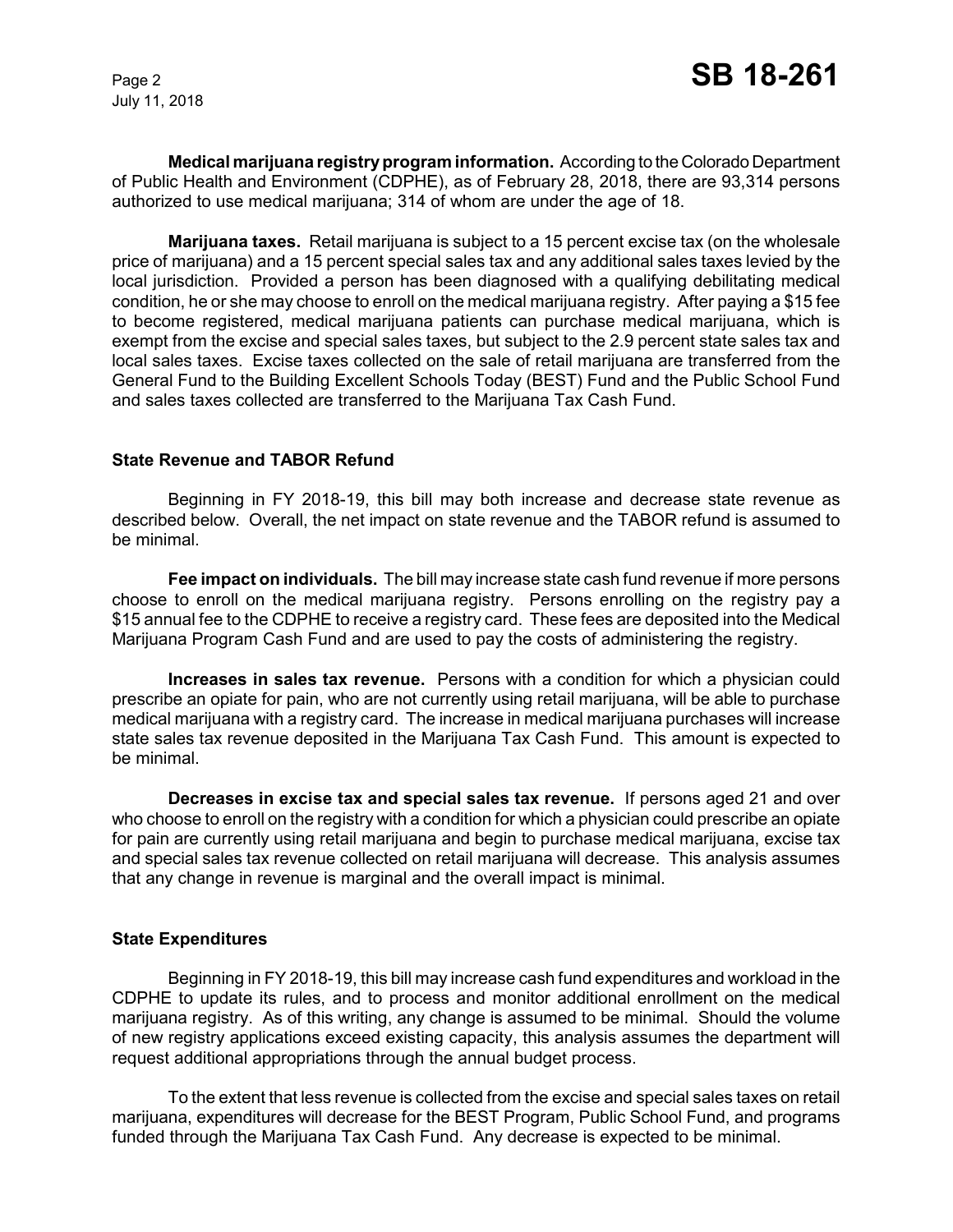**Medical marijuana registry program information.** According to the Colorado Department of Public Health and Environment (CDPHE), as of February 28, 2018, there are 93,314 persons authorized to use medical marijuana; 314 of whom are under the age of 18.

**Marijuana taxes.** Retail marijuana is subject to a 15 percent excise tax (on the wholesale price of marijuana) and a 15 percent special sales tax and any additional sales taxes levied by the local jurisdiction. Provided a person has been diagnosed with a qualifying debilitating medical condition, he or she may choose to enroll on the medical marijuana registry. After paying a $15 fee to become registered, medical marijuana patients can purchase medical marijuana, which is exempt from the excise and special sales taxes, but subject to the 2.9 percent state sales tax and local sales taxes. Excise taxes collected on the sale of retail marijuana are transferred from the General Fund to the Building Excellent Schools Today (BEST) Fund and the Public School Fund and sales taxes collected are transferred to the Marijuana Tax Cash Fund.

### State Revenue and TABOR Refund

Beginning in FY 2018-19, this bill may both increase and decrease state revenue as described below. Overall, the net impact on state revenue and the TABOR refund is assumed to be minimal.

**Fee impact on individuals.** The bill may increase state cash fund revenue if more persons choose to enroll on the medical marijuana registry. Persons enrolling on the registry pay a $15 annual fee to the CDPHE to receive a registry card. These fees are deposited into the Medical Marijuana Program Cash Fund and are used to pay the costs of administering the registry.

**Increases in sales tax revenue.** Persons with a condition for which a physician could prescribe an opiate for pain, who are not currently using retail marijuana, will be able to purchase medical marijuana with a registry card. The increase in medical marijuana purchases will increase state sales tax revenue deposited in the Marijuana Tax Cash Fund. This amount is expected to be minimal.

**Decreases in excise tax and special sales tax revenue.** If persons aged 21 and over who choose to enroll on the registry with a condition for which a physician could prescribe an opiate for pain are currently using retail marijuana and begin to purchase medical marijuana, excise tax and special sales tax revenue collected on retail marijuana will decrease. This analysis assumes that any change in revenue is marginal and the overall impact is minimal.

### State Expenditures

Beginning in FY 2018-19, this bill may increase cash fund expenditures and workload in the CDPHE to update its rules, and to process and monitor additional enrollment on the medical marijuana registry. As of this writing, any change is assumed to be minimal. Should the volume of new registry applications exceed existing capacity, this analysis assumes the department will request additional appropriations through the annual budget process.

To the extent that less revenue is collected from the excise and special sales taxes on retail marijuana, expenditures will decrease for the BEST Program, Public School Fund, and programs funded through the Marijuana Tax Cash Fund. Any decrease is expected to be minimal.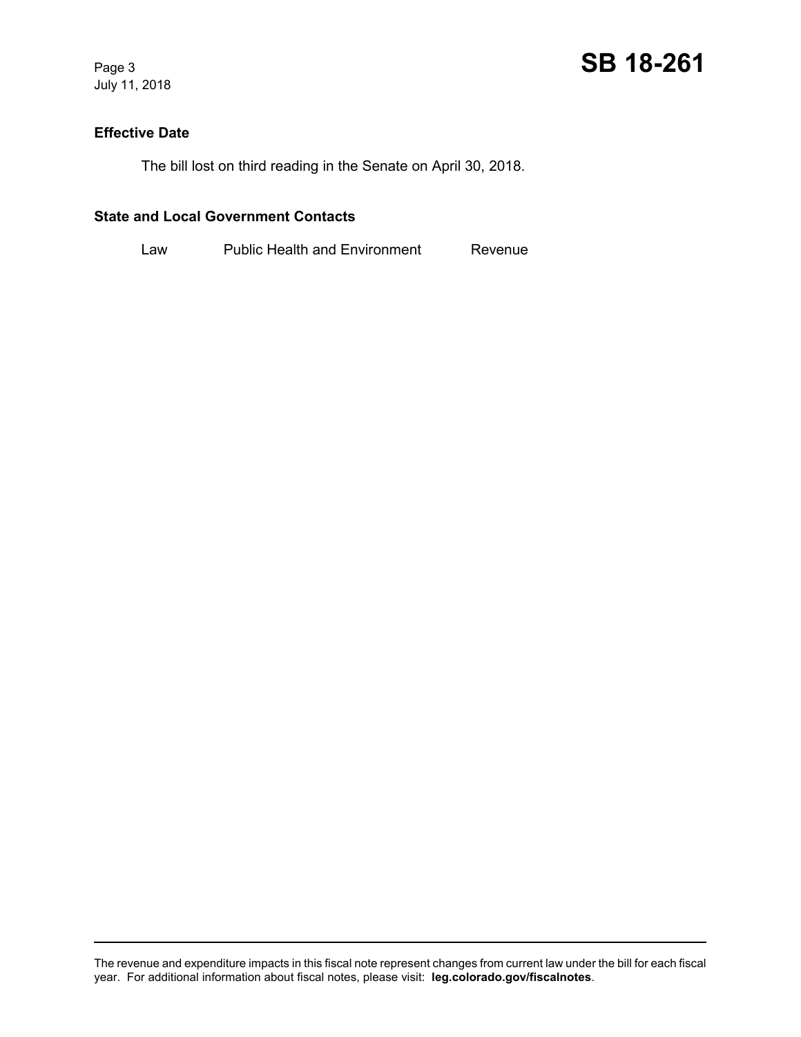### Effective Date

The bill lost on third reading in the Senate on April 30, 2018.

### State and Local Government Contacts

Law    Public Health and Environment    Revenue

The revenue and expenditure impacts in this fiscal note represent changes from current law under the bill for each fiscal year. For additional information about fiscal notes, please visit: **leg.colorado.gov/fiscalnotes**.